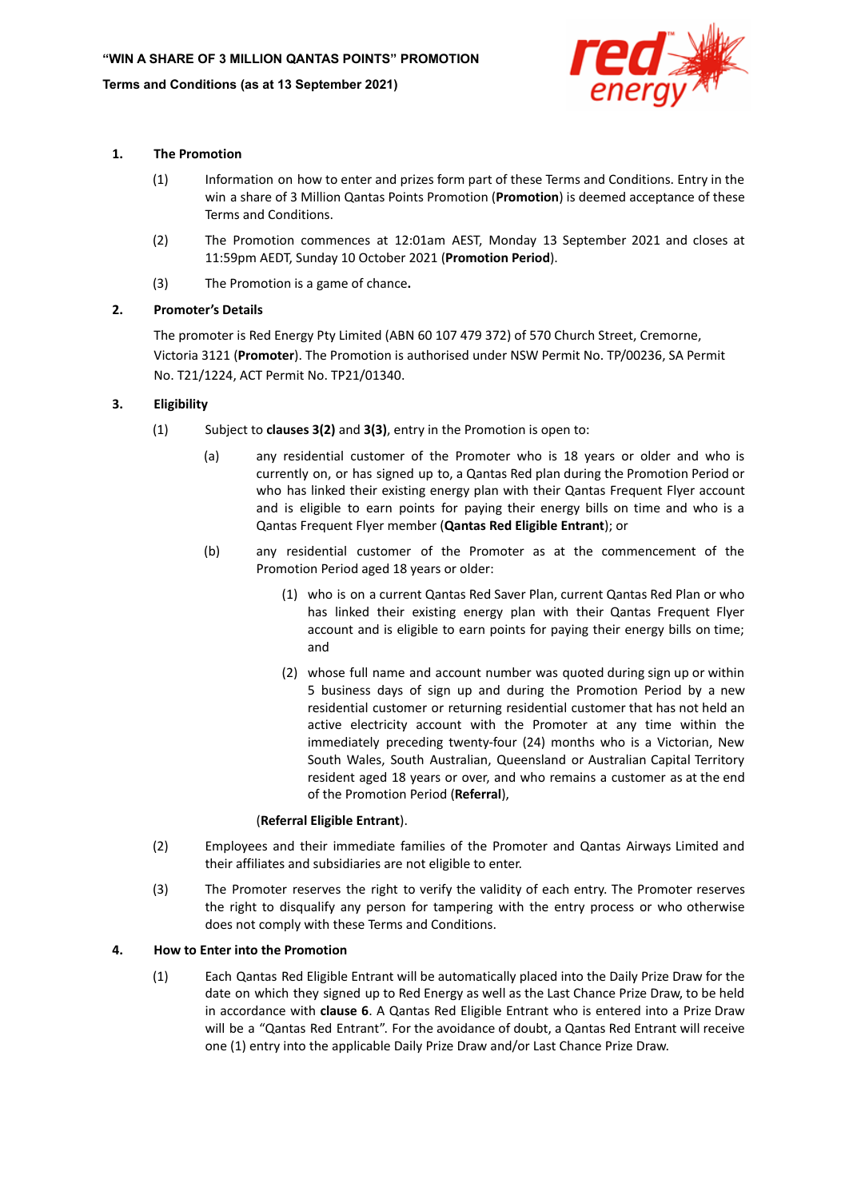**"WIN A SHARE OF 3 MILLION QANTAS POINTS" PROMOTION**

**Terms and Conditions (as at 13 September 2021)**

## 1. The Promotion

(1) Information on how to enter and prizes form part of these Terms and Conditions. Entry in the win a share of 3 Million Qantas Points Promotion (**Promotion**) is deemed acceptance of these Terms and Conditions.

(2) The Promotion commences at 12:01am AEST, Monday 13 September 2021 and closes at 11:59pm AEDT, Sunday 10 October 2021 (**Promotion Period**).

(3) The Promotion is a game of chance**.**

## 2. Promoter's Details

The promoter is Red Energy Pty Limited (ABN 60 107 479 372) of 570 Church Street, Cremorne, Victoria 3121 (**Promoter**). The Promotion is authorised under NSW Permit No. TP/00236, SA Permit No. T21/1224, ACT Permit No. TP21/01340.

## 3. Eligibility

(1) Subject to **clauses 3(2)** and **3(3)**, entry in the Promotion is open to:

(a) any residential customer of the Promoter who is 18 years or older and who is currently on, or has signed up to, a Qantas Red plan during the Promotion Period or who has linked their existing energy plan with their Qantas Frequent Flyer account and is eligible to earn points for paying their energy bills on time and who is a Qantas Frequent Flyer member (**Qantas Red Eligible Entrant**); or

(b) any residential customer of the Promoter as at the commencement of the Promotion Period aged 18 years or older:

(1) who is on a current Qantas Red Saver Plan, current Qantas Red Plan or who has linked their existing energy plan with their Qantas Frequent Flyer account and is eligible to earn points for paying their energy bills on time; and

(2) whose full name and account number was quoted during sign up or within 5 business days of sign up and during the Promotion Period by a new residential customer or returning residential customer that has not held an active electricity account with the Promoter at any time within the immediately preceding twenty-four (24) months who is a Victorian, New South Wales, South Australian, Queensland or Australian Capital Territory resident aged 18 years or over, and who remains a customer as at the end of the Promotion Period (**Referral**),

(**Referral Eligible Entrant**).

(2) Employees and their immediate families of the Promoter and Qantas Airways Limited and their affiliates and subsidiaries are not eligible to enter.

(3) The Promoter reserves the right to verify the validity of each entry. The Promoter reserves the right to disqualify any person for tampering with the entry process or who otherwise does not comply with these Terms and Conditions.

## 4. How to Enter into the Promotion

(1) Each Qantas Red Eligible Entrant will be automatically placed into the Daily Prize Draw for the date on which they signed up to Red Energy as well as the Last Chance Prize Draw, to be held in accordance with **clause 6**. A Qantas Red Eligible Entrant who is entered into a Prize Draw will be a "Qantas Red Entrant". For the avoidance of doubt, a Qantas Red Entrant will receive one (1) entry into the applicable Daily Prize Draw and/or Last Chance Prize Draw.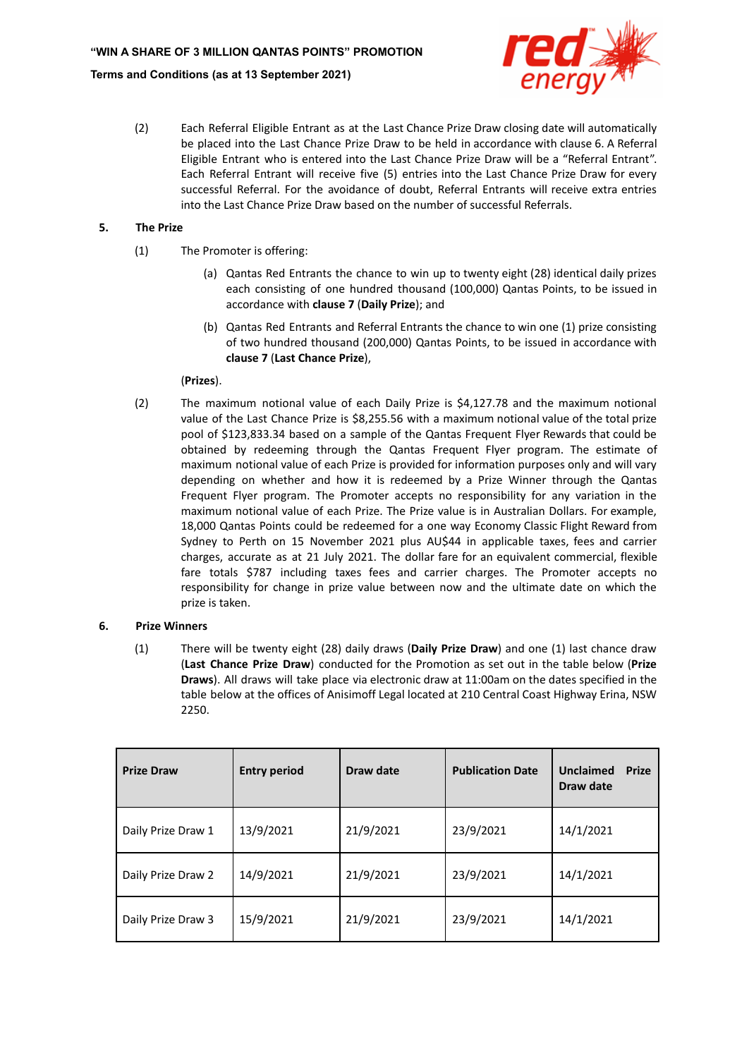(2) Each Referral Eligible Entrant as at the Last Chance Prize Draw closing date will automatically be placed into the Last Chance Prize Draw to be held in accordance with clause 6. A Referral Eligible Entrant who is entered into the Last Chance Prize Draw will be a "Referral Entrant". Each Referral Entrant will receive five (5) entries into the Last Chance Prize Draw for every successful Referral. For the avoidance of doubt, Referral Entrants will receive extra entries into the Last Chance Prize Draw based on the number of successful Referrals.

**5. The Prize**

(1) The Promoter is offering:

(a) Qantas Red Entrants the chance to win up to twenty eight (28) identical daily prizes each consisting of one hundred thousand (100,000) Qantas Points, to be issued in accordance with **clause 7** (**Daily Prize**); and

(b) Qantas Red Entrants and Referral Entrants the chance to win one (1) prize consisting of two hundred thousand (200,000) Qantas Points, to be issued in accordance with **clause 7** (**Last Chance Prize**),

(**Prizes**).

(2) The maximum notional value of each Daily Prize is $4,127.78 and the maximum notional value of the Last Chance Prize is $8,255.56 with a maximum notional value of the total prize pool of $123,833.34 based on a sample of the Qantas Frequent Flyer Rewards that could be obtained by redeeming through the Qantas Frequent Flyer program. The estimate of maximum notional value of each Prize is provided for information purposes only and will vary depending on whether and how it is redeemed by a Prize Winner through the Qantas Frequent Flyer program. The Promoter accepts no responsibility for any variation in the maximum notional value of each Prize. The Prize value is in Australian Dollars. For example, 18,000 Qantas Points could be redeemed for a one way Economy Classic Flight Reward from Sydney to Perth on 15 November 2021 plus AU$44 in applicable taxes, fees and carrier charges, accurate as at 21 July 2021. The dollar fare for an equivalent commercial, flexible fare totals $787 including taxes fees and carrier charges. The Promoter accepts no responsibility for change in prize value between now and the ultimate date on which the prize is taken.

**6. Prize Winners**

(1) There will be twenty eight (28) daily draws (**Daily Prize Draw**) and one (1) last chance draw (**Last Chance Prize Draw**) conducted for the Promotion as set out in the table below (**Prize Draws**). All draws will take place via electronic draw at 11:00am on the dates specified in the table below at the offices of Anisimoff Legal located at 210 Central Coast Highway Erina, NSW 2250.

| Prize Draw | Entry period | Draw date | Publication Date | Unclaimed Prize Draw date |
|---|---|---|---|---|
| Daily Prize Draw 1 | 13/9/2021 | 21/9/2021 | 23/9/2021 | 14/1/2021 |
| Daily Prize Draw 2 | 14/9/2021 | 21/9/2021 | 23/9/2021 | 14/1/2021 |
| Daily Prize Draw 3 | 15/9/2021 | 21/9/2021 | 23/9/2021 | 14/1/2021 |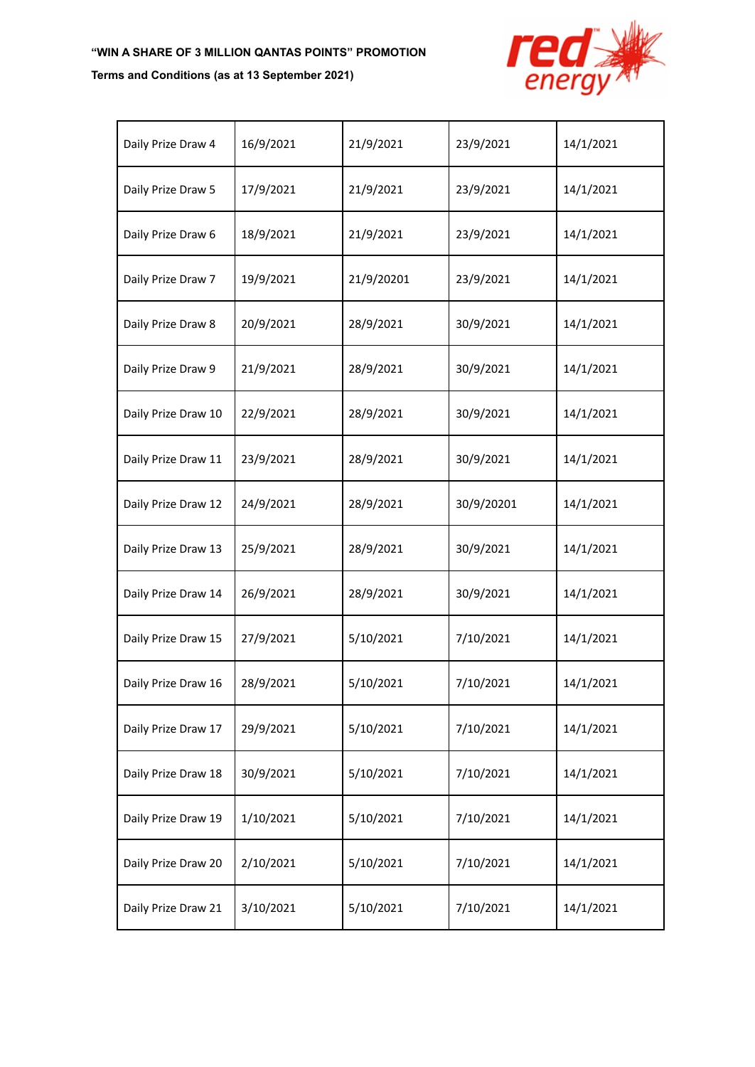| Daily Prize Draw 4 | 16/9/2021 | 21/9/2021 | 23/9/2021 | 14/1/2021 |
|---|---|---|---|---|
| Daily Prize Draw 5 | 17/9/2021 | 21/9/2021 | 23/9/2021 | 14/1/2021 |
| Daily Prize Draw 6 | 18/9/2021 | 21/9/2021 | 23/9/2021 | 14/1/2021 |
| Daily Prize Draw 7 | 19/9/2021 | 21/9/20201 | 23/9/2021 | 14/1/2021 |
| Daily Prize Draw 8 | 20/9/2021 | 28/9/2021 | 30/9/2021 | 14/1/2021 |
| Daily Prize Draw 9 | 21/9/2021 | 28/9/2021 | 30/9/2021 | 14/1/2021 |
| Daily Prize Draw 10 | 22/9/2021 | 28/9/2021 | 30/9/2021 | 14/1/2021 |
| Daily Prize Draw 11 | 23/9/2021 | 28/9/2021 | 30/9/2021 | 14/1/2021 |
| Daily Prize Draw 12 | 24/9/2021 | 28/9/2021 | 30/9/20201 | 14/1/2021 |
| Daily Prize Draw 13 | 25/9/2021 | 28/9/2021 | 30/9/2021 | 14/1/2021 |
| Daily Prize Draw 14 | 26/9/2021 | 28/9/2021 | 30/9/2021 | 14/1/2021 |
| Daily Prize Draw 15 | 27/9/2021 | 5/10/2021 | 7/10/2021 | 14/1/2021 |
| Daily Prize Draw 16 | 28/9/2021 | 5/10/2021 | 7/10/2021 | 14/1/2021 |
| Daily Prize Draw 17 | 29/9/2021 | 5/10/2021 | 7/10/2021 | 14/1/2021 |
| Daily Prize Draw 18 | 30/9/2021 | 5/10/2021 | 7/10/2021 | 14/1/2021 |
| Daily Prize Draw 19 | 1/10/2021 | 5/10/2021 | 7/10/2021 | 14/1/2021 |
| Daily Prize Draw 20 | 2/10/2021 | 5/10/2021 | 7/10/2021 | 14/1/2021 |
| Daily Prize Draw 21 | 3/10/2021 | 5/10/2021 | 7/10/2021 | 14/1/2021 |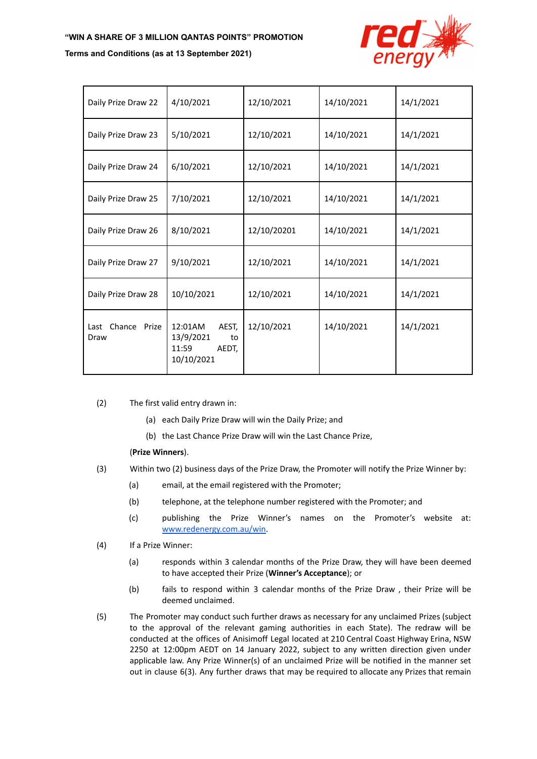| Daily Prize Draw 22 | 4/10/2021 | 12/10/2021 | 14/10/2021 | 14/1/2021 |
|---|---|---|---|---|
| Daily Prize Draw 23 | 5/10/2021 | 12/10/2021 | 14/10/2021 | 14/1/2021 |
| Daily Prize Draw 24 | 6/10/2021 | 12/10/2021 | 14/10/2021 | 14/1/2021 |
| Daily Prize Draw 25 | 7/10/2021 | 12/10/2021 | 14/10/2021 | 14/1/2021 |
| Daily Prize Draw 26 | 8/10/2021 | 12/10/20201 | 14/10/2021 | 14/1/2021 |
| Daily Prize Draw 27 | 9/10/2021 | 12/10/2021 | 14/10/2021 | 14/1/2021 |
| Daily Prize Draw 28 | 10/10/2021 | 12/10/2021 | 14/10/2021 | 14/1/2021 |
| Last Chance Prize Draw | 12:01AM AEST, 13/9/2021 to 11:59 AEDT, 10/10/2021 | 12/10/2021 | 14/10/2021 | 14/1/2021 |

(2) The first valid entry drawn in:

(a) each Daily Prize Draw will win the Daily Prize; and

(b) the Last Chance Prize Draw will win the Last Chance Prize,

(**Prize Winners**).

(3) Within two (2) business days of the Prize Draw, the Promoter will notify the Prize Winner by:

(a) email, at the email registered with the Promoter;

(b) telephone, at the telephone number registered with the Promoter; and

(c) publishing the Prize Winner's names on the Promoter's website at: www.redenergy.com.au/win.

(4) If a Prize Winner:

(a) responds within 3 calendar months of the Prize Draw, they will have been deemed to have accepted their Prize (**Winner's Acceptance**); or

(b) fails to respond within 3 calendar months of the Prize Draw , their Prize will be deemed unclaimed.

(5) The Promoter may conduct such further draws as necessary for any unclaimed Prizes (subject to the approval of the relevant gaming authorities in each State). The redraw will be conducted at the offices of Anisimoff Legal located at 210 Central Coast Highway Erina, NSW 2250 at 12:00pm AEDT on 14 January 2022, subject to any written direction given under applicable law. Any Prize Winner(s) of an unclaimed Prize will be notified in the manner set out in clause 6(3). Any further draws that may be required to allocate any Prizes that remain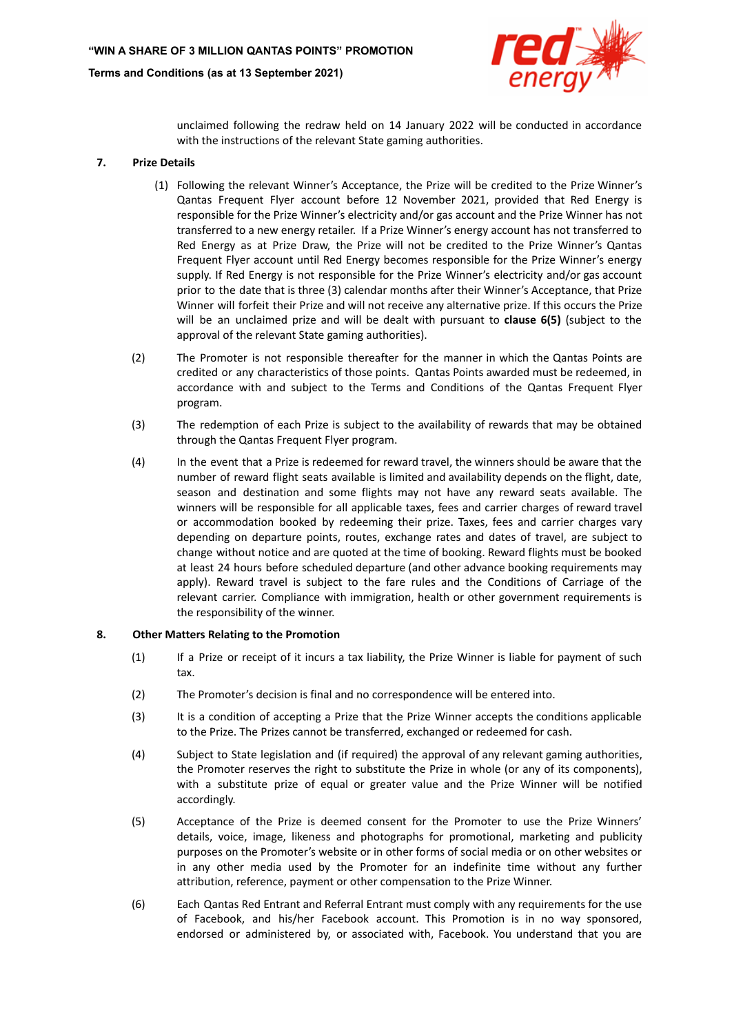unclaimed following the redraw held on 14 January 2022 will be conducted in accordance with the instructions of the relevant State gaming authorities.

**7. Prize Details**

(1) Following the relevant Winner's Acceptance, the Prize will be credited to the Prize Winner's Qantas Frequent Flyer account before 12 November 2021, provided that Red Energy is responsible for the Prize Winner's electricity and/or gas account and the Prize Winner has not transferred to a new energy retailer. If a Prize Winner's energy account has not transferred to Red Energy as at Prize Draw, the Prize will not be credited to the Prize Winner's Qantas Frequent Flyer account until Red Energy becomes responsible for the Prize Winner's energy supply. If Red Energy is not responsible for the Prize Winner's electricity and/or gas account prior to the date that is three (3) calendar months after their Winner's Acceptance, that Prize Winner will forfeit their Prize and will not receive any alternative prize. If this occurs the Prize will be an unclaimed prize and will be dealt with pursuant to **clause 6(5)** (subject to the approval of the relevant State gaming authorities).

(2) The Promoter is not responsible thereafter for the manner in which the Qantas Points are credited or any characteristics of those points. Qantas Points awarded must be redeemed, in accordance with and subject to the Terms and Conditions of the Qantas Frequent Flyer program.

(3) The redemption of each Prize is subject to the availability of rewards that may be obtained through the Qantas Frequent Flyer program.

(4) In the event that a Prize is redeemed for reward travel, the winners should be aware that the number of reward flight seats available is limited and availability depends on the flight, date, season and destination and some flights may not have any reward seats available. The winners will be responsible for all applicable taxes, fees and carrier charges of reward travel or accommodation booked by redeeming their prize. Taxes, fees and carrier charges vary depending on departure points, routes, exchange rates and dates of travel, are subject to change without notice and are quoted at the time of booking. Reward flights must be booked at least 24 hours before scheduled departure (and other advance booking requirements may apply). Reward travel is subject to the fare rules and the Conditions of Carriage of the relevant carrier. Compliance with immigration, health or other government requirements is the responsibility of the winner.

**8. Other Matters Relating to the Promotion**

(1) If a Prize or receipt of it incurs a tax liability, the Prize Winner is liable for payment of such tax.

(2) The Promoter's decision is final and no correspondence will be entered into.

(3) It is a condition of accepting a Prize that the Prize Winner accepts the conditions applicable to the Prize. The Prizes cannot be transferred, exchanged or redeemed for cash.

(4) Subject to State legislation and (if required) the approval of any relevant gaming authorities, the Promoter reserves the right to substitute the Prize in whole (or any of its components), with a substitute prize of equal or greater value and the Prize Winner will be notified accordingly.

(5) Acceptance of the Prize is deemed consent for the Promoter to use the Prize Winners' details, voice, image, likeness and photographs for promotional, marketing and publicity purposes on the Promoter's website or in other forms of social media or on other websites or in any other media used by the Promoter for an indefinite time without any further attribution, reference, payment or other compensation to the Prize Winner.

(6) Each Qantas Red Entrant and Referral Entrant must comply with any requirements for the use of Facebook, and his/her Facebook account. This Promotion is in no way sponsored, endorsed or administered by, or associated with, Facebook. You understand that you are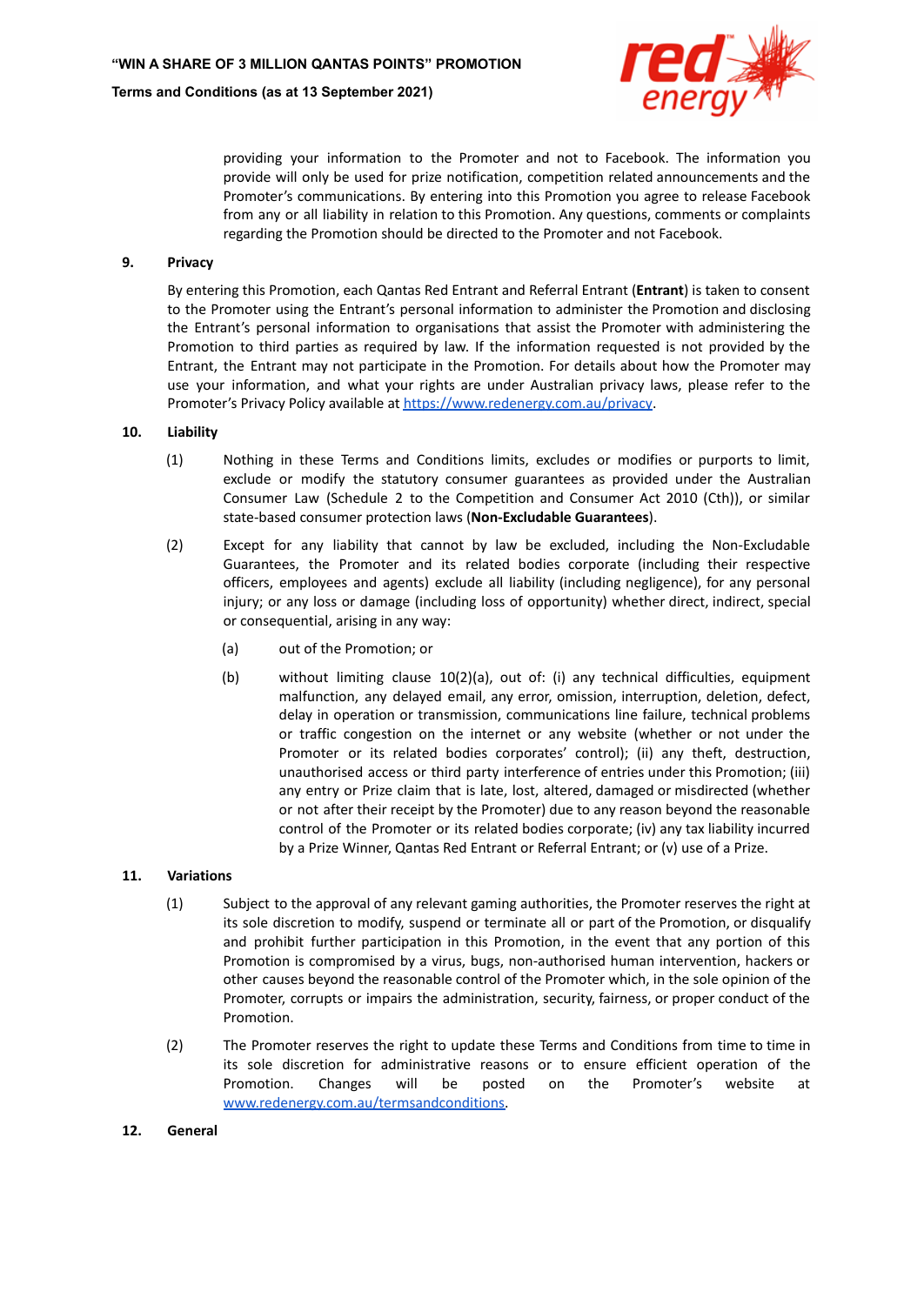providing your information to the Promoter and not to Facebook. The information you provide will only be used for prize notification, competition related announcements and the Promoter's communications. By entering into this Promotion you agree to release Facebook from any or all liability in relation to this Promotion. Any questions, comments or complaints regarding the Promotion should be directed to the Promoter and not Facebook.

## 9. Privacy

By entering this Promotion, each Qantas Red Entrant and Referral Entrant (**Entrant**) is taken to consent to the Promoter using the Entrant's personal information to administer the Promotion and disclosing the Entrant's personal information to organisations that assist the Promoter with administering the Promotion to third parties as required by law. If the information requested is not provided by the Entrant, the Entrant may not participate in the Promotion. For details about how the Promoter may use your information, and what your rights are under Australian privacy laws, please refer to the Promoter's Privacy Policy available at https://www.redenergy.com.au/privacy.

## 10. Liability

(1) Nothing in these Terms and Conditions limits, excludes or modifies or purports to limit, exclude or modify the statutory consumer guarantees as provided under the Australian Consumer Law (Schedule 2 to the Competition and Consumer Act 2010 (Cth)), or similar state-based consumer protection laws (**Non-Excludable Guarantees**).

(2) Except for any liability that cannot by law be excluded, including the Non-Excludable Guarantees, the Promoter and its related bodies corporate (including their respective officers, employees and agents) exclude all liability (including negligence), for any personal injury; or any loss or damage (including loss of opportunity) whether direct, indirect, special or consequential, arising in any way:

(a) out of the Promotion; or

(b) without limiting clause 10(2)(a), out of: (i) any technical difficulties, equipment malfunction, any delayed email, any error, omission, interruption, deletion, defect, delay in operation or transmission, communications line failure, technical problems or traffic congestion on the internet or any website (whether or not under the Promoter or its related bodies corporates' control); (ii) any theft, destruction, unauthorised access or third party interference of entries under this Promotion; (iii) any entry or Prize claim that is late, lost, altered, damaged or misdirected (whether or not after their receipt by the Promoter) due to any reason beyond the reasonable control of the Promoter or its related bodies corporate; (iv) any tax liability incurred by a Prize Winner, Qantas Red Entrant or Referral Entrant; or (v) use of a Prize.

## 11. Variations

(1) Subject to the approval of any relevant gaming authorities, the Promoter reserves the right at its sole discretion to modify, suspend or terminate all or part of the Promotion, or disqualify and prohibit further participation in this Promotion, in the event that any portion of this Promotion is compromised by a virus, bugs, non-authorised human intervention, hackers or other causes beyond the reasonable control of the Promoter which, in the sole opinion of the Promoter, corrupts or impairs the administration, security, fairness, or proper conduct of the Promotion.

(2) The Promoter reserves the right to update these Terms and Conditions from time to time in its sole discretion for administrative reasons or to ensure efficient operation of the Promotion. Changes will be posted on the Promoter's website at www.redenergy.com.au/termsandconditions.

## 12. General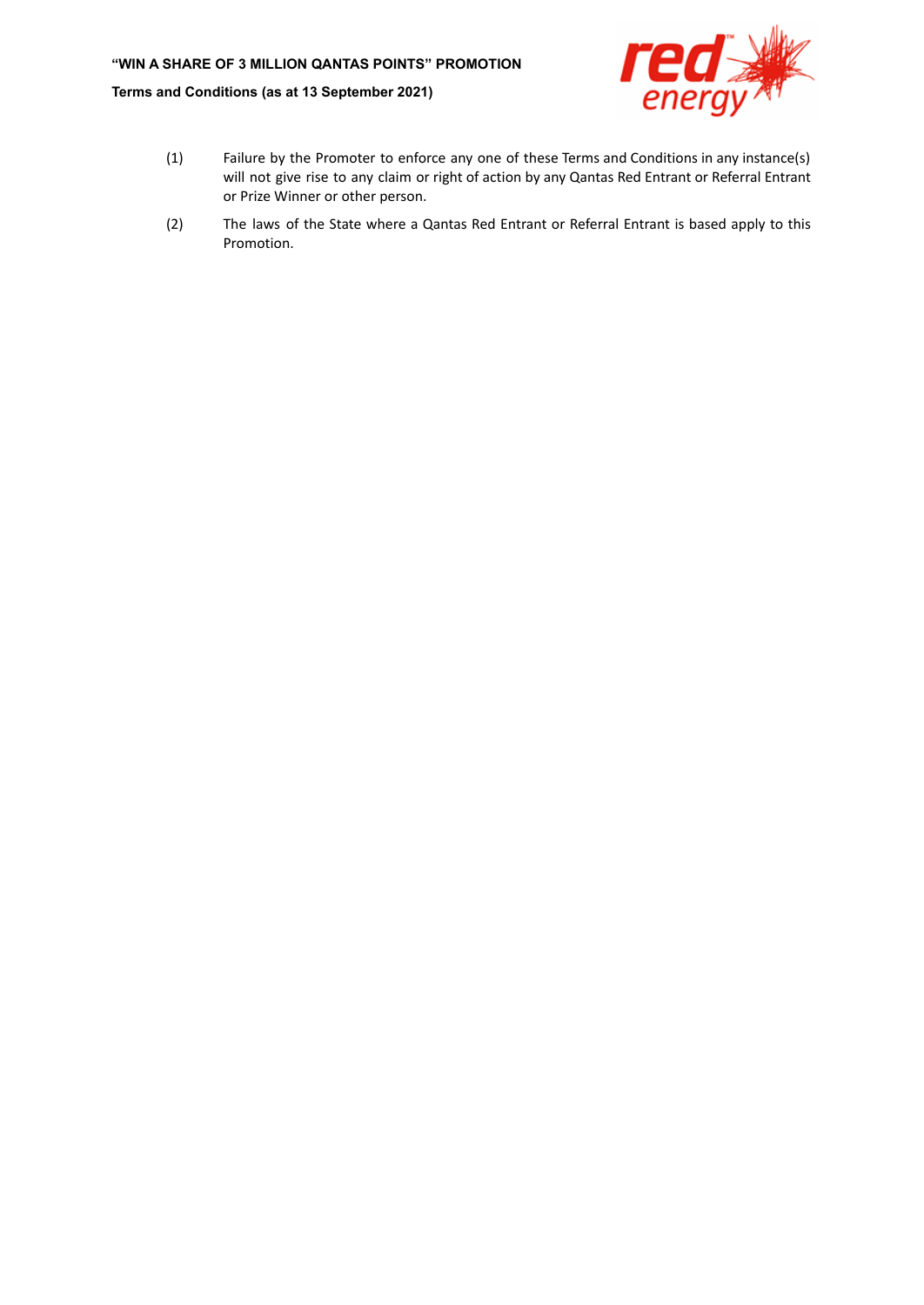(1) Failure by the Promoter to enforce any one of these Terms and Conditions in any instance(s) will not give rise to any claim or right of action by any Qantas Red Entrant or Referral Entrant or Prize Winner or other person.

(2) The laws of the State where a Qantas Red Entrant or Referral Entrant is based apply to this Promotion.